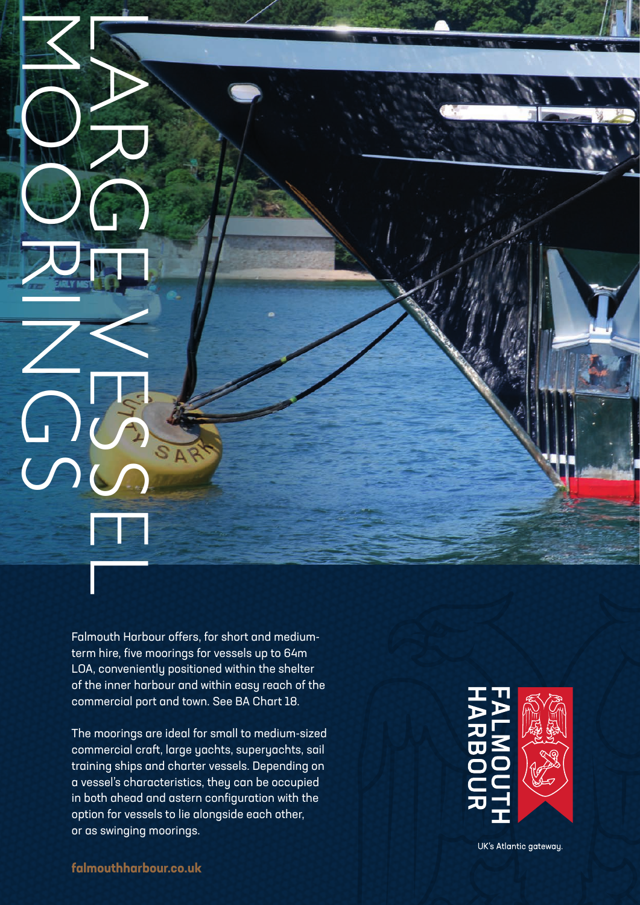# LARGE VESSEL MOORINGS

Falmouth Harbour offers, for short and medium-term hire, five moorings for vessels up to 64m LOA, conveniently positioned within the shelter of the inner harbour and within easy reach of the commercial port and town. See BA Chart 18.

The moorings are ideal for small to medium-sized commercial craft, large yachts, superyachts, sail training ships and charter vessels. Depending on a vessel's characteristics, they can be occupied in both ahead and astern configuration with the option for vessels to lie alongside each other, or as swinging moorings.

**FALMOUTH HARBOUR**

UK's Atlantic gateway.

**falmouthharbour.co.uk**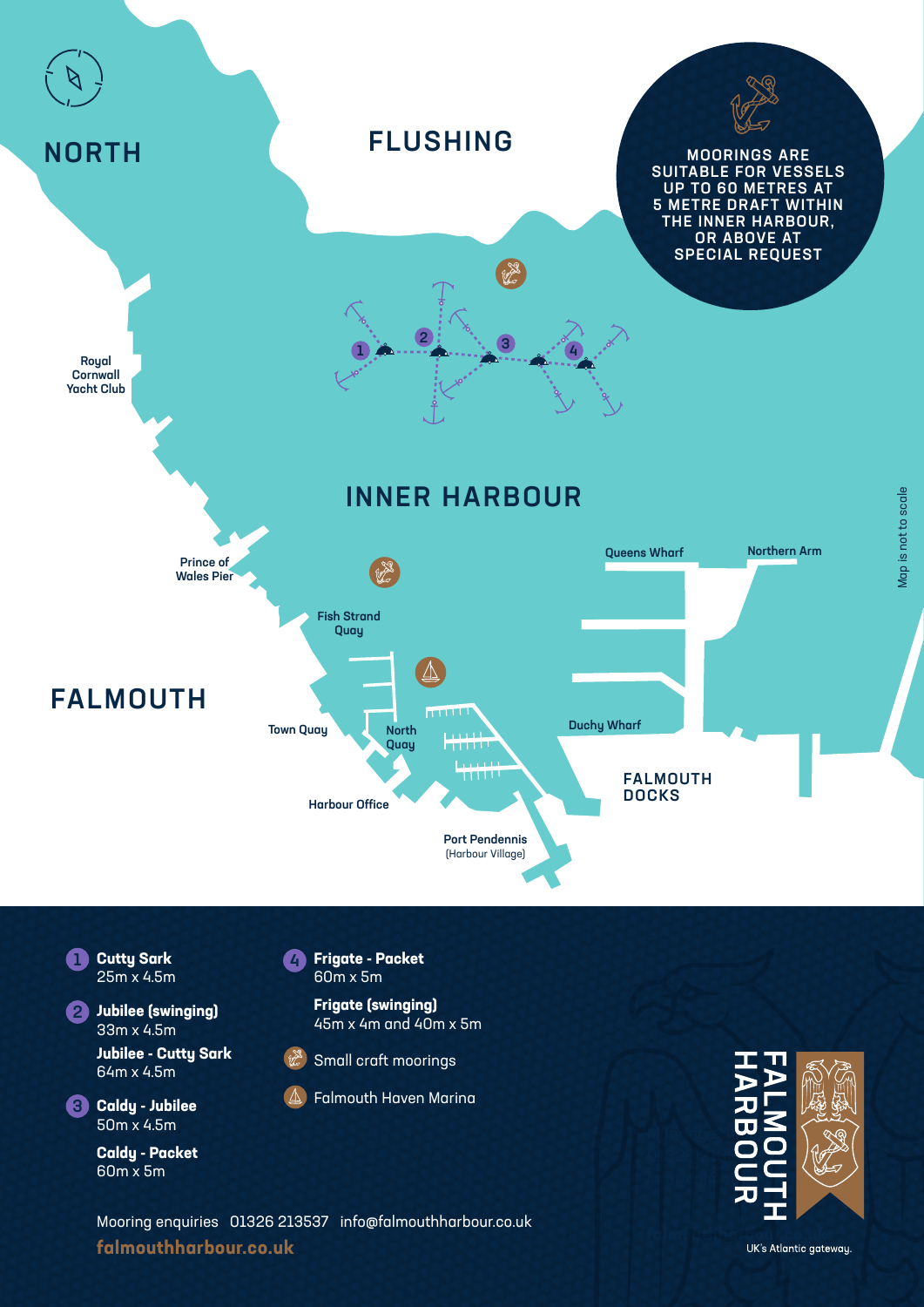NORTH

FLUSHING

MOORINGS ARE SUITABLE FOR VESSELS UP TO 60 METRES AT 5 METRE DRAFT WITHIN THE INNER HARBOUR, OR ABOVE AT SPECIAL REQUEST

Royal Cornwall Yacht Club

INNER HARBOUR

Prince of Wales Pier

Queens Wharf

Northern Arm

Map is not to scale

Fish Strand Quay

FALMOUTH

Town Quay

North Quay

Duchy Wharf

FALMOUTH DOCKS

Harbour Office

Port Pendennis (Harbour Village)

1 **Cutty Sark**
25m x 4.5m

2 **Jubilee (swinging)**
33m x 4.5m

**Jubilee - Cutty Sark**
64m x 4.5m

3 **Caldy - Jubilee**
50m x 4.5m

**Caldy - Packet**
60m x 5m

4 **Frigate - Packet**
60m x 5m

**Frigate (swinging)**
45m x 4m and 40m x 5m

Small craft moorings

Falmouth Haven Marina

Mooring enquiries 01326 213537 info@falmouthharbour.co.uk

**falmouthharbour.co.uk**

FALMOUTH HARBOUR

UK's Atlantic gateway.